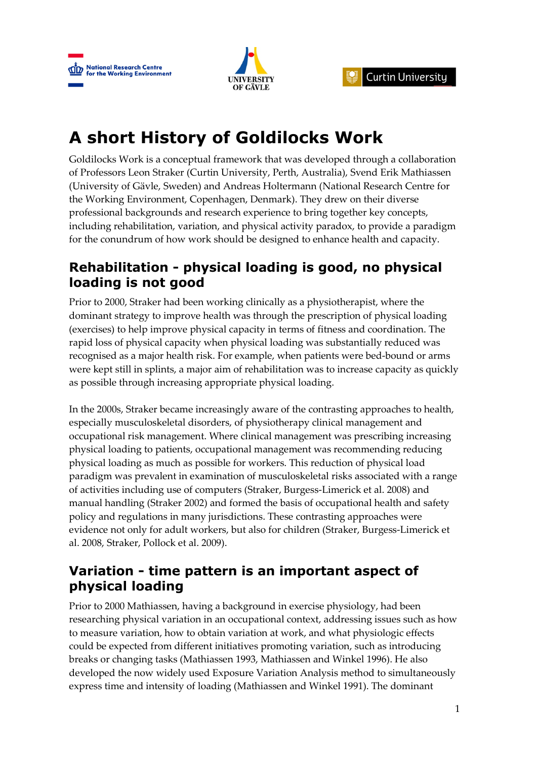# A short History of Goldilocks Work

Goldilocks Work is a conceptual framework that was developed through a collaboration of Professors Leon Straker (Curtin University, Perth, Australia), Svend Erik Mathiassen (University of Gävle, Sweden) and Andreas Holtermann (National Research Centre for the Working Environment, Copenhagen, Denmark). They drew on their diverse professional backgrounds and research experience to bring together key concepts, including rehabilitation, variation, and physical activity paradox, to provide a paradigm for the conundrum of how work should be designed to enhance health and capacity.

## Rehabilitation - physical loading is good, no physical loading is not good

Prior to 2000, Straker had been working clinically as a physiotherapist, where the dominant strategy to improve health was through the prescription of physical loading (exercises) to help improve physical capacity in terms of fitness and coordination. The rapid loss of physical capacity when physical loading was substantially reduced was recognised as a major health risk. For example, when patients were bed-bound or arms were kept still in splints, a major aim of rehabilitation was to increase capacity as quickly as possible through increasing appropriate physical loading.

In the 2000s, Straker became increasingly aware of the contrasting approaches to health, especially musculoskeletal disorders, of physiotherapy clinical management and occupational risk management. Where clinical management was prescribing increasing physical loading to patients, occupational management was recommending reducing physical loading as much as possible for workers. This reduction of physical load paradigm was prevalent in examination of musculoskeletal risks associated with a range of activities including use of computers (Straker, Burgess-Limerick et al. 2008) and manual handling (Straker 2002) and formed the basis of occupational health and safety policy and regulations in many jurisdictions. These contrasting approaches were evidence not only for adult workers, but also for children (Straker, Burgess-Limerick et al. 2008, Straker, Pollock et al. 2009).

## Variation - time pattern is an important aspect of physical loading

Prior to 2000 Mathiassen, having a background in exercise physiology, had been researching physical variation in an occupational context, addressing issues such as how to measure variation, how to obtain variation at work, and what physiologic effects could be expected from different initiatives promoting variation, such as introducing breaks or changing tasks (Mathiassen 1993, Mathiassen and Winkel 1996). He also developed the now widely used Exposure Variation Analysis method to simultaneously express time and intensity of loading (Mathiassen and Winkel 1991). The dominant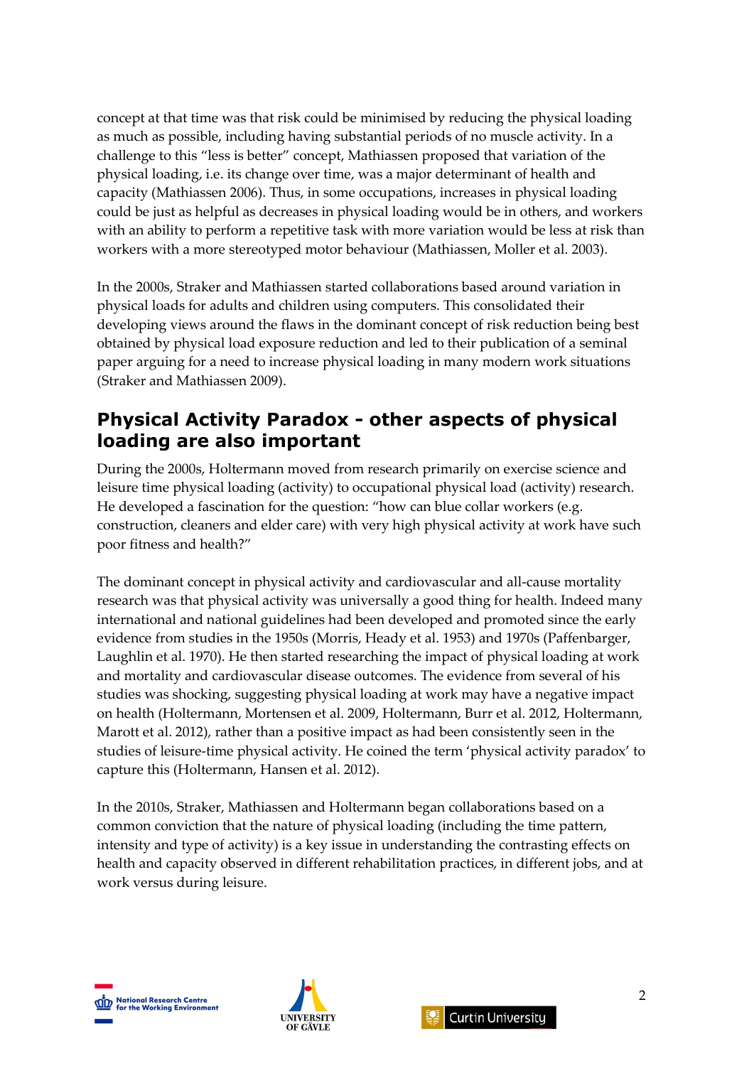concept at that time was that risk could be minimised by reducing the physical loading as much as possible, including having substantial periods of no muscle activity. In a challenge to this "less is better" concept, Mathiassen proposed that variation of the physical loading, i.e. its change over time, was a major determinant of health and capacity (Mathiassen 2006). Thus, in some occupations, increases in physical loading could be just as helpful as decreases in physical loading would be in others, and workers with an ability to perform a repetitive task with more variation would be less at risk than workers with a more stereotyped motor behaviour (Mathiassen, Moller et al. 2003).

In the 2000s, Straker and Mathiassen started collaborations based around variation in physical loads for adults and children using computers. This consolidated their developing views around the flaws in the dominant concept of risk reduction being best obtained by physical load exposure reduction and led to their publication of a seminal paper arguing for a need to increase physical loading in many modern work situations (Straker and Mathiassen 2009).

## Physical Activity Paradox - other aspects of physical loading are also important

During the 2000s, Holtermann moved from research primarily on exercise science and leisure time physical loading (activity) to occupational physical load (activity) research. He developed a fascination for the question: "how can blue collar workers (e.g. construction, cleaners and elder care) with very high physical activity at work have such poor fitness and health?"

The dominant concept in physical activity and cardiovascular and all-cause mortality research was that physical activity was universally a good thing for health. Indeed many international and national guidelines had been developed and promoted since the early evidence from studies in the 1950s (Morris, Heady et al. 1953) and 1970s (Paffenbarger, Laughlin et al. 1970). He then started researching the impact of physical loading at work and mortality and cardiovascular disease outcomes. The evidence from several of his studies was shocking, suggesting physical loading at work may have a negative impact on health (Holtermann, Mortensen et al. 2009, Holtermann, Burr et al. 2012, Holtermann, Marott et al. 2012), rather than a positive impact as had been consistently seen in the studies of leisure-time physical activity. He coined the term 'physical activity paradox' to capture this (Holtermann, Hansen et al. 2012).

In the 2010s, Straker, Mathiassen and Holtermann began collaborations based on a common conviction that the nature of physical loading (including the time pattern, intensity and type of activity) is a key issue in understanding the contrasting effects on health and capacity observed in different rehabilitation practices, in different jobs, and at work versus during leisure.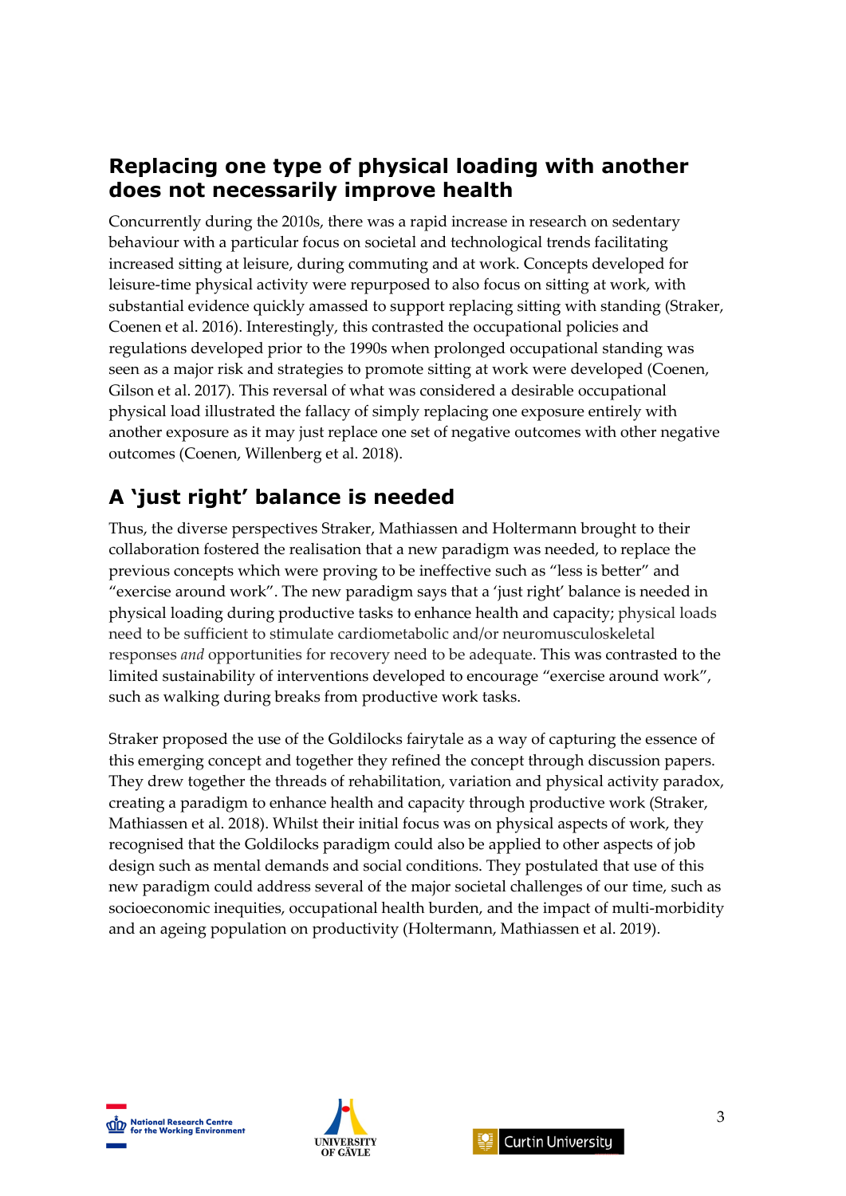## Replacing one type of physical loading with another does not necessarily improve health

Concurrently during the 2010s, there was a rapid increase in research on sedentary behaviour with a particular focus on societal and technological trends facilitating increased sitting at leisure, during commuting and at work. Concepts developed for leisure-time physical activity were repurposed to also focus on sitting at work, with substantial evidence quickly amassed to support replacing sitting with standing (Straker, Coenen et al. 2016). Interestingly, this contrasted the occupational policies and regulations developed prior to the 1990s when prolonged occupational standing was seen as a major risk and strategies to promote sitting at work were developed (Coenen, Gilson et al. 2017). This reversal of what was considered a desirable occupational physical load illustrated the fallacy of simply replacing one exposure entirely with another exposure as it may just replace one set of negative outcomes with other negative outcomes (Coenen, Willenberg et al. 2018).

## A 'just right' balance is needed

Thus, the diverse perspectives Straker, Mathiassen and Holtermann brought to their collaboration fostered the realisation that a new paradigm was needed, to replace the previous concepts which were proving to be ineffective such as "less is better" and "exercise around work". The new paradigm says that a 'just right' balance is needed in physical loading during productive tasks to enhance health and capacity; physical loads need to be sufficient to stimulate cardiometabolic and/or neuromusculoskeletal responses *and* opportunities for recovery need to be adequate. This was contrasted to the limited sustainability of interventions developed to encourage "exercise around work", such as walking during breaks from productive work tasks.

Straker proposed the use of the Goldilocks fairytale as a way of capturing the essence of this emerging concept and together they refined the concept through discussion papers. They drew together the threads of rehabilitation, variation and physical activity paradox, creating a paradigm to enhance health and capacity through productive work (Straker, Mathiassen et al. 2018). Whilst their initial focus was on physical aspects of work, they recognised that the Goldilocks paradigm could also be applied to other aspects of job design such as mental demands and social conditions. They postulated that use of this new paradigm could address several of the major societal challenges of our time, such as socioeconomic inequities, occupational health burden, and the impact of multi-morbidity and an ageing population on productivity (Holtermann, Mathiassen et al. 2019).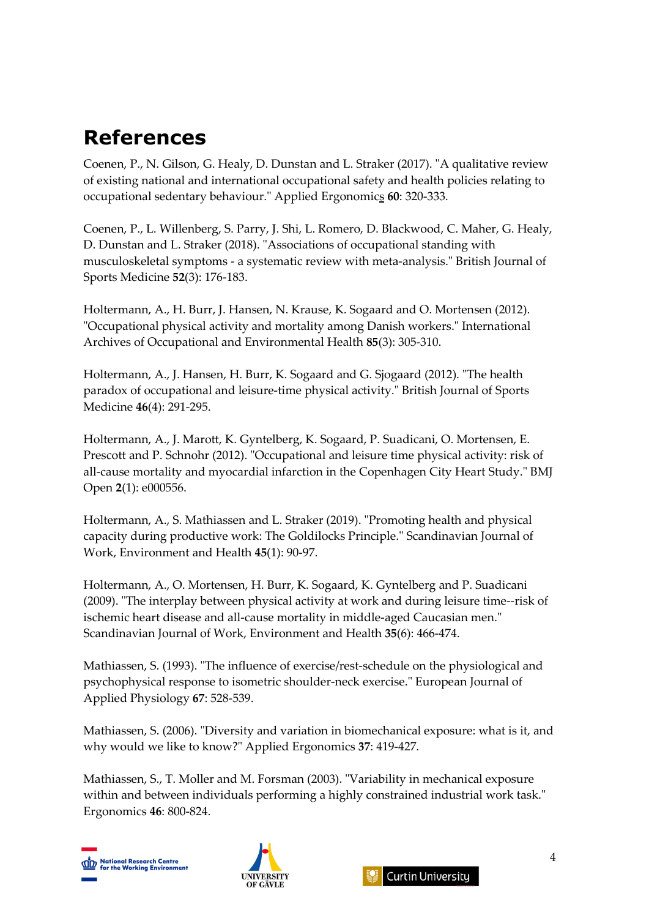# References

Coenen, P., N. Gilson, G. Healy, D. Dunstan and L. Straker (2017). "A qualitative review of existing national and international occupational safety and health policies relating to occupational sedentary behaviour." Applied Ergonomics **60**: 320-333.

Coenen, P., L. Willenberg, S. Parry, J. Shi, L. Romero, D. Blackwood, C. Maher, G. Healy, D. Dunstan and L. Straker (2018). "Associations of occupational standing with musculoskeletal symptoms - a systematic review with meta-analysis." British Journal of Sports Medicine **52**(3): 176-183.

Holtermann, A., H. Burr, J. Hansen, N. Krause, K. Sogaard and O. Mortensen (2012). "Occupational physical activity and mortality among Danish workers." International Archives of Occupational and Environmental Health **85**(3): 305-310.

Holtermann, A., J. Hansen, H. Burr, K. Sogaard and G. Sjogaard (2012). "The health paradox of occupational and leisure-time physical activity." British Journal of Sports Medicine **46**(4): 291-295.

Holtermann, A., J. Marott, K. Gyntelberg, K. Sogaard, P. Suadicani, O. Mortensen, E. Prescott and P. Schnohr (2012). "Occupational and leisure time physical activity: risk of all-cause mortality and myocardial infarction in the Copenhagen City Heart Study." BMJ Open **2**(1): e000556.

Holtermann, A., S. Mathiassen and L. Straker (2019). "Promoting health and physical capacity during productive work: The Goldilocks Principle." Scandinavian Journal of Work, Environment and Health **45**(1): 90-97.

Holtermann, A., O. Mortensen, H. Burr, K. Sogaard, K. Gyntelberg and P. Suadicani (2009). "The interplay between physical activity at work and during leisure time--risk of ischemic heart disease and all-cause mortality in middle-aged Caucasian men." Scandinavian Journal of Work, Environment and Health **35**(6): 466-474.

Mathiassen, S. (1993). "The influence of exercise/rest-schedule on the physiological and psychophysical response to isometric shoulder-neck exercise." European Journal of Applied Physiology **67**: 528-539.

Mathiassen, S. (2006). "Diversity and variation in biomechanical exposure: what is it, and why would we like to know?" Applied Ergonomics **37**: 419-427.

Mathiassen, S., T. Moller and M. Forsman (2003). "Variability in mechanical exposure within and between individuals performing a highly constrained industrial work task." Ergonomics **46**: 800-824.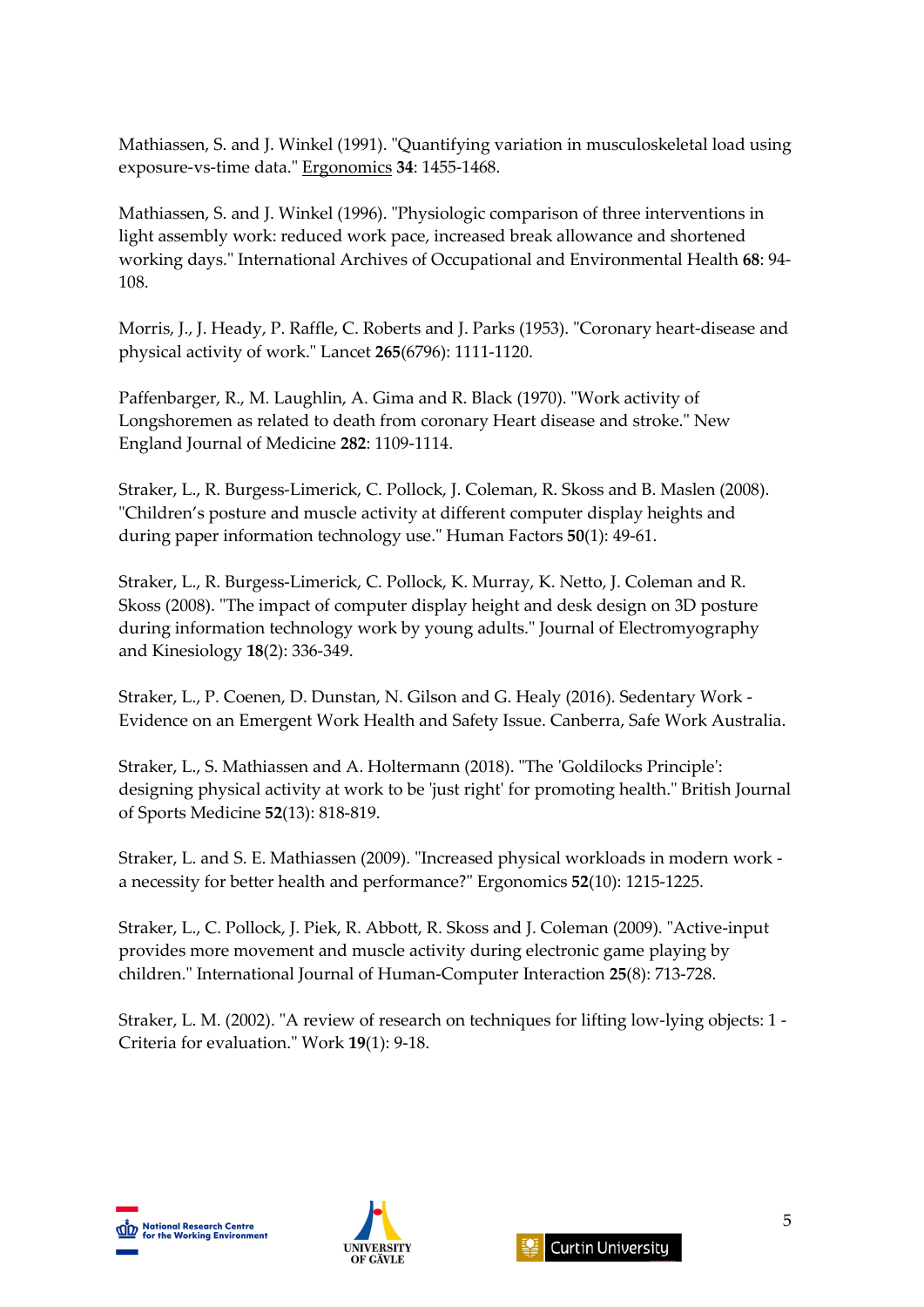Mathiassen, S. and J. Winkel (1991). "Quantifying variation in musculoskeletal load using exposure-vs-time data." Ergonomics **34**: 1455-1468.

Mathiassen, S. and J. Winkel (1996). "Physiologic comparison of three interventions in light assembly work: reduced work pace, increased break allowance and shortened working days." International Archives of Occupational and Environmental Health **68**: 94-108.

Morris, J., J. Heady, P. Raffle, C. Roberts and J. Parks (1953). "Coronary heart-disease and physical activity of work." Lancet **265**(6796): 1111-1120.

Paffenbarger, R., M. Laughlin, A. Gima and R. Black (1970). "Work activity of Longshoremen as related to death from coronary Heart disease and stroke." New England Journal of Medicine **282**: 1109-1114.

Straker, L., R. Burgess-Limerick, C. Pollock, J. Coleman, R. Skoss and B. Maslen (2008). "Children's posture and muscle activity at different computer display heights and during paper information technology use." Human Factors **50**(1): 49-61.

Straker, L., R. Burgess-Limerick, C. Pollock, K. Murray, K. Netto, J. Coleman and R. Skoss (2008). "The impact of computer display height and desk design on 3D posture during information technology work by young adults." Journal of Electromyography and Kinesiology **18**(2): 336-349.

Straker, L., P. Coenen, D. Dunstan, N. Gilson and G. Healy (2016). Sedentary Work - Evidence on an Emergent Work Health and Safety Issue. Canberra, Safe Work Australia.

Straker, L., S. Mathiassen and A. Holtermann (2018). "The 'Goldilocks Principle': designing physical activity at work to be 'just right' for promoting health." British Journal of Sports Medicine **52**(13): 818-819.

Straker, L. and S. E. Mathiassen (2009). "Increased physical workloads in modern work - a necessity for better health and performance?" Ergonomics **52**(10): 1215-1225.

Straker, L., C. Pollock, J. Piek, R. Abbott, R. Skoss and J. Coleman (2009). "Active-input provides more movement and muscle activity during electronic game playing by children." International Journal of Human-Computer Interaction **25**(8): 713-728.

Straker, L. M. (2002). "A review of research on techniques for lifting low-lying objects: 1 - Criteria for evaluation." Work **19**(1): 9-18.